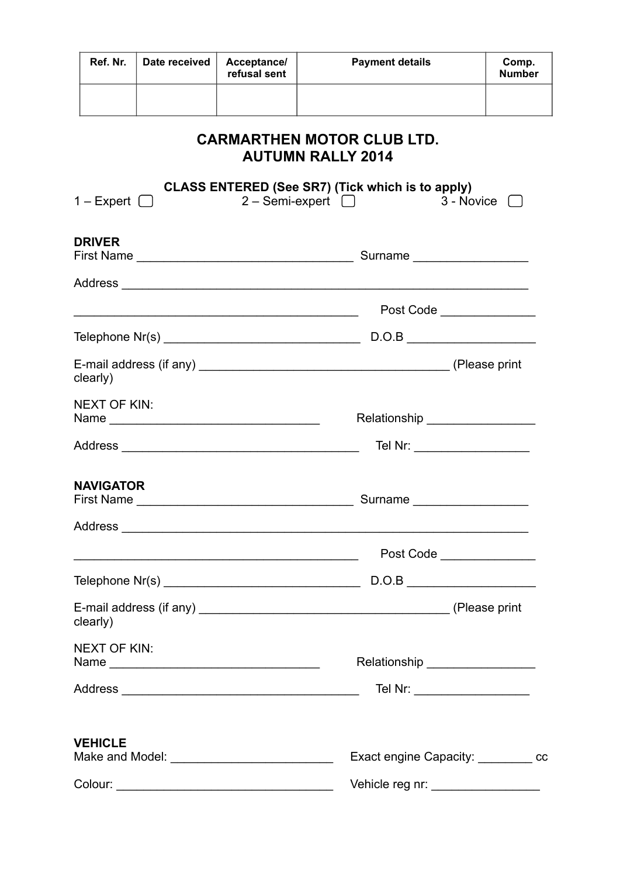| Ref. Nr. | Date received | Acceptance/ refusal sent | Payment details | Comp. Number |
|---|---|---|---|---|
| | | | | |

# CARMARTHEN MOTOR CLUB LTD.
# AUTUMN RALLY 2014

**CLASS ENTERED (See SR7) (Tick which is to apply)**

1 – Expert ☐ 2 – Semi-expert ☐ 3 - Novice ☐

**DRIVER**

First Name ______________________________ Surname ________________

Address ____________________________________________________________

________________________________________ Post Code ______________

Telephone Nr(s) ____________________________ D.O.B ___________________

E-mail address (if any) ___________________________________ (Please print clearly)

NEXT OF KIN:

Name ______________________________ Relationship ________________

Address __________________________________ Tel Nr: _________________

**NAVIGATOR**

First Name ______________________________ Surname ________________

Address ____________________________________________________________

________________________________________ Post Code ______________

Telephone Nr(s) ____________________________ D.O.B ___________________

E-mail address (if any) ___________________________________ (Please print clearly)

NEXT OF KIN:

Name ______________________________ Relationship ________________

Address __________________________________ Tel Nr: _________________

**VEHICLE**

Make and Model: _______________________ Exact engine Capacity: ________ cc

Colour: ______________________________ Vehicle reg nr: ________________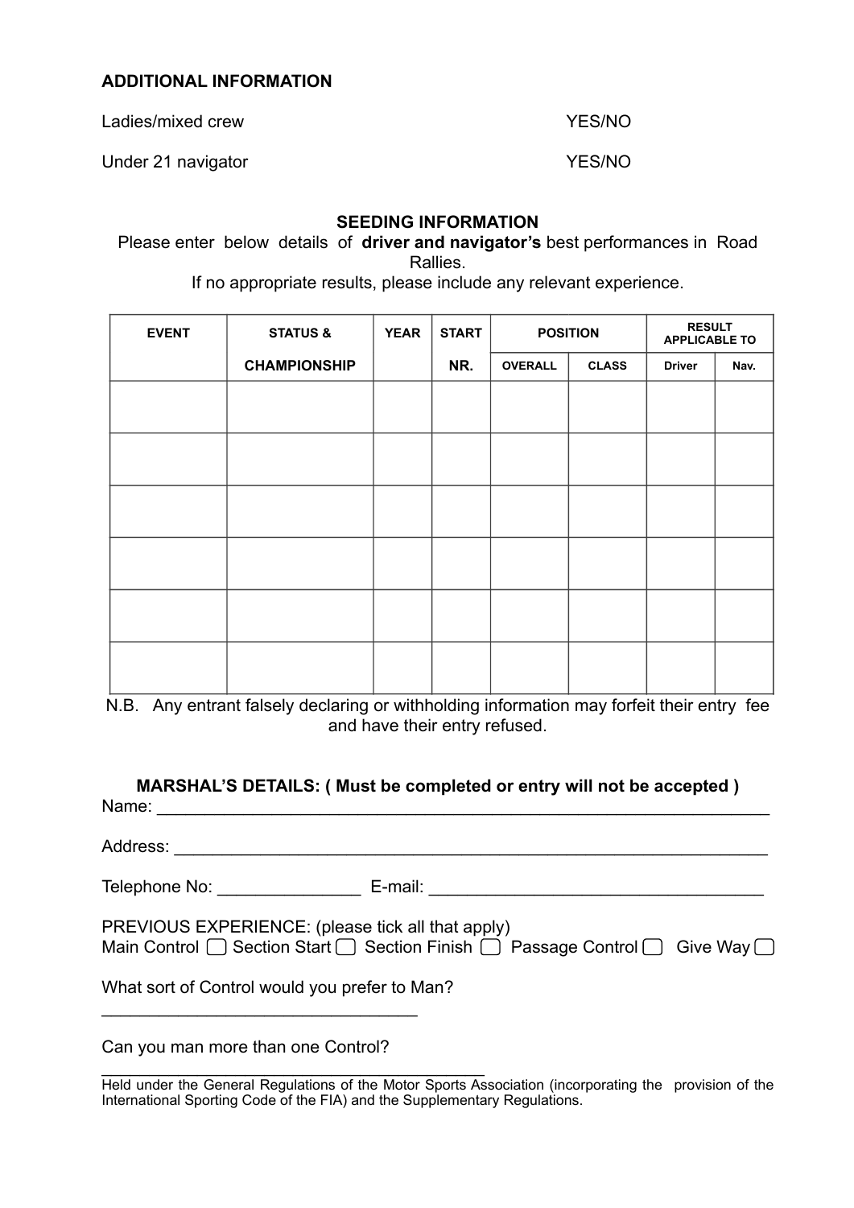## ADDITIONAL INFORMATION

Ladies/mixed crew YES/NO

Under 21 navigator YES/NO

### SEEDING INFORMATION

Please enter below details of **driver and navigator's** best performances in Road Rallies.

If no appropriate results, please include any relevant experience.

| EVENT | STATUS & CHAMPIONSHIP | YEAR | START NR. | POSITION | | RESULT APPLICABLE TO | |
|---|---|---|---|---|---|---|---|
| | | | | OVERALL | CLASS | Driver | Nav. |
| | | | | | | | |
| | | | | | | | |
| | | | | | | | |
| | | | | | | | |
| | | | | | | | |
| | | | | | | | |

N.B. Any entrant falsely declaring or withholding information may forfeit their entry fee and have their entry refused.

**MARSHAL'S DETAILS: ( Must be completed or entry will not be accepted )**

Name: ___________________________________________________________________

Address: _________________________________________________________________

Telephone No: _______________ E-mail: ___________________________________

PREVIOUS EXPERIENCE: (please tick all that apply)

Main Control ☐ Section Start ☐ Section Finish ☐ Passage Control ☐ Give Way ☐

What sort of Control would you prefer to Man?

_________________________________

Can you man more than one Control?

_________________________________

Held under the General Regulations of the Motor Sports Association (incorporating the provision of the International Sporting Code of the FIA) and the Supplementary Regulations.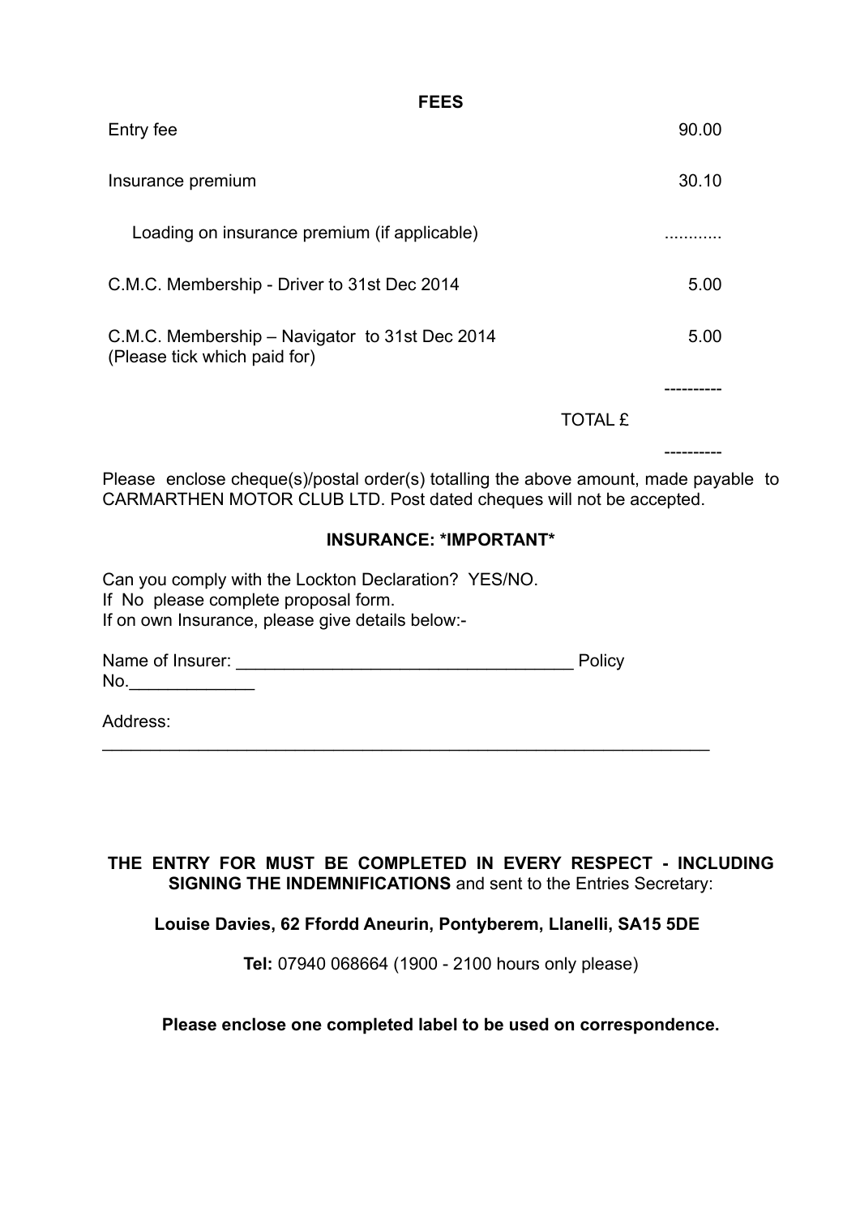## FEES

| | |
|---|---|
| Entry fee | 90.00 |
| Insurance premium | 30.10 |
| Loading on insurance premium (if applicable) | ............ |
| C.M.C. Membership - Driver to 31st Dec 2014 | 5.00 |
| C.M.C. Membership – Navigator to 31st Dec 2014<br>(Please tick which paid for) | 5.00 |
| | ---------- |
| TOTAL £ | |
| | ---------- |

Please enclose cheque(s)/postal order(s) totalling the above amount, made payable to CARMARTHEN MOTOR CLUB LTD. Post dated cheques will not be accepted.

**INSURANCE: *IMPORTANT***

Can you comply with the Lockton Declaration? YES/NO.
If No please complete proposal form.
If on own Insurance, please give details below:-

Name of Insurer: ___________________________________ Policy No.______________

Address: _________________________________________________________________

**THE ENTRY FOR MUST BE COMPLETED IN EVERY RESPECT - INCLUDING SIGNING THE INDEMNIFICATIONS** and sent to the Entries Secretary:

**Louise Davies, 62 Ffordd Aneurin, Pontyberem, Llanelli, SA15 5DE**

**Tel:** 07940 068664 (1900 - 2100 hours only please)

**Please enclose one completed label to be used on correspondence.**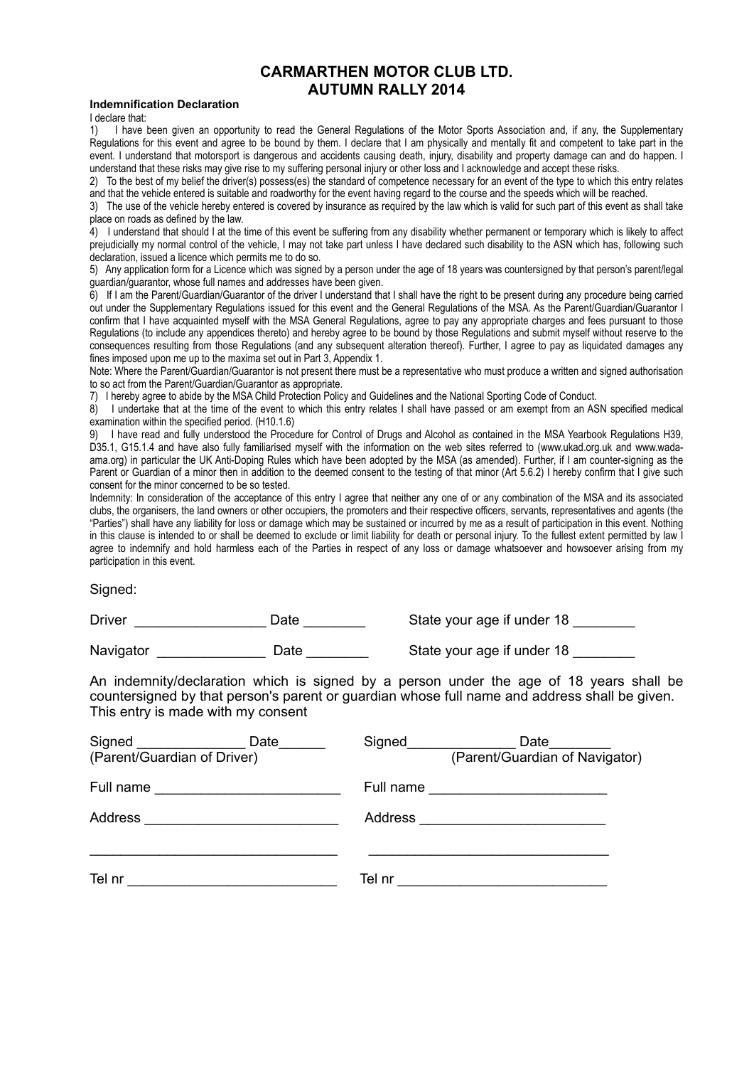# CARMARTHEN MOTOR CLUB LTD.
# AUTUMN RALLY 2014

**Indemnification Declaration**

I declare that:

1) I have been given an opportunity to read the General Regulations of the Motor Sports Association and, if any, the Supplementary Regulations for this event and agree to be bound by them. I declare that I am physically and mentally fit and competent to take part in the event. I understand that motorsport is dangerous and accidents causing death, injury, disability and property damage can and do happen. I understand that these risks may give rise to my suffering personal injury or other loss and I acknowledge and accept these risks.

2) To the best of my belief the driver(s) possess(es) the standard of competence necessary for an event of the type to which this entry relates and that the vehicle entered is suitable and roadworthy for the event having regard to the course and the speeds which will be reached.

3) The use of the vehicle hereby entered is covered by insurance as required by the law which is valid for such part of this event as shall take place on roads as defined by the law.

4) I understand that should I at the time of this event be suffering from any disability whether permanent or temporary which is likely to affect prejudicially my normal control of the vehicle, I may not take part unless I have declared such disability to the ASN which has, following such declaration, issued a licence which permits me to do so.

5) Any application form for a Licence which was signed by a person under the age of 18 years was countersigned by that person's parent/legal guardian/guarantor, whose full names and addresses have been given.

6) If I am the Parent/Guardian/Guarantor of the driver I understand that I shall have the right to be present during any procedure being carried out under the Supplementary Regulations issued for this event and the General Regulations of the MSA. As the Parent/Guardian/Guarantor I confirm that I have acquainted myself with the MSA General Regulations, agree to pay any appropriate charges and fees pursuant to those Regulations (to include any appendices thereto) and hereby agree to be bound by those Regulations and submit myself without reserve to the consequences resulting from those Regulations (and any subsequent alteration thereof). Further, I agree to pay as liquidated damages any fines imposed upon me up to the maxima set out in Part 3, Appendix 1.

Note: Where the Parent/Guardian/Guarantor is not present there must be a representative who must produce a written and signed authorisation to so act from the Parent/Guardian/Guarantor as appropriate.

7) I hereby agree to abide by the MSA Child Protection Policy and Guidelines and the National Sporting Code of Conduct.

8) I undertake that at the time of the event to which this entry relates I shall have passed or am exempt from an ASN specified medical examination within the specified period. (H10.1.6)

9) I have read and fully understood the Procedure for Control of Drugs and Alcohol as contained in the MSA Yearbook Regulations H39, D35.1, G15.1.4 and have also fully familiarised myself with the information on the web sites referred to (www.ukad.org.uk and www.wada-ama.org) in particular the UK Anti-Doping Rules which have been adopted by the MSA (as amended). Further, if I am counter-signing as the Parent or Guardian of a minor then in addition to the deemed consent to the testing of that minor (Art 5.6.2) I hereby confirm that I give such consent for the minor concerned to be so tested.

Indemnity: In consideration of the acceptance of this entry I agree that neither any one of or any combination of the MSA and its associated clubs, the organisers, the land owners or other occupiers, the promoters and their respective officers, servants, representatives and agents (the "Parties") shall have any liability for loss or damage which may be sustained or incurred by me as a result of participation in this event. Nothing in this clause is intended to or shall be deemed to exclude or limit liability for death or personal injury. To the fullest extent permitted by law I agree to indemnify and hold harmless each of the Parties in respect of any loss or damage whatsoever and howsoever arising from my participation in this event.

Signed:

Driver _________________ Date ________ State your age if under 18 ________

Navigator ______________ Date ________ State your age if under 18 ________

An indemnity/declaration which is signed by a person under the age of 18 years shall be countersigned by that person's parent or guardian whose full name and address shall be given. This entry is made with my consent

Signed ______________ Date______
(Parent/Guardian of Driver)

Full name ________________________

Address ________________________

________________________________

Tel nr __________________________

Signed______________ Date________
(Parent/Guardian of Navigator)

Full name ______________________

Address _______________________

______________________________

Tel nr _________________________